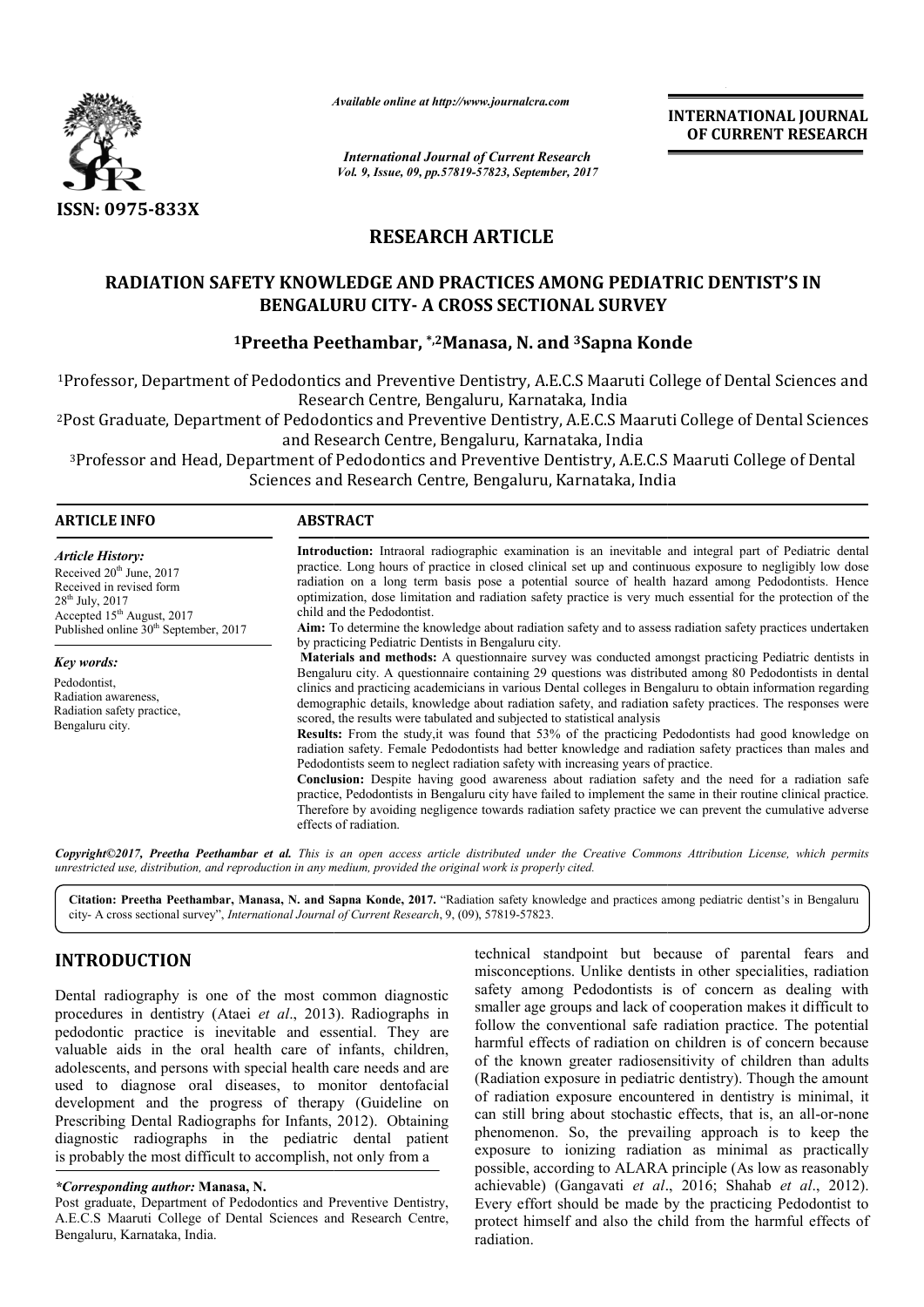# RESEARCH ARTICLE

# RADIATION SAFETY KNOWLEDGE AND PRACTICES AMONG PEDIATRIC DENTIST'S IN BENGALURU CITY- A CROSS SECTIONAL SURVEY

**[1]Preetha Peethambar, *,[2]Manasa, N. and [3]Sapna Konde**

[1]Professor, Department of Pedodontics and Preventive Dentistry, A.E.C.S Maaruti College of Dental Sciences and Research Centre, Bengaluru, Karnataka, India

[2]Post Graduate, Department of Pedodontics and Preventive Dentistry, A.E.C.S Maaruti College of Dental Sciences and Research Centre, Bengaluru, Karnataka, India

[3]Professor and Head, Department of Pedodontics and Preventive Dentistry, A.E.C.S Maaruti College of Dental Sciences and Research Centre, Bengaluru, Karnataka, India

## ARTICLE INFO

*Article History:*

Received 20th June, 2017
Received in revised form 28th July, 2017
Accepted 15th August, 2017
Published online 30th September, 2017

*Key words:*

Pedodontist,
Radiation awareness,
Radiation safety practice,
Bengaluru city.

## ABSTRACT

**Introduction:** Intraoral radiographic examination is an inevitable and integral part of Pediatric dental practice. Long hours of practice in closed clinical set up and continuous exposure to negligibly low dose radiation on a long term basis pose a potential source of health hazard among Pedodontists. Hence optimization, dose limitation and radiation safety practice is very much essential for the protection of the child and the Pedodontist.

**Aim:** To determine the knowledge about radiation safety and to assess radiation safety practices undertaken by practicing Pediatric Dentists in Bengaluru city.

**Materials and methods:** A questionnaire survey was conducted amongst practicing Pediatric dentists in Bengaluru city. A questionnaire containing 29 questions was distributed among 80 Pedodontists in dental clinics and practicing academicians in various Dental colleges in Bengaluru to obtain information regarding demographic details, knowledge about radiation safety, and radiation safety practices. The responses were scored, the results were tabulated and subjected to statistical analysis

**Results:** From the study,it was found that 53% of the practicing Pedodontists had good knowledge on radiation safety. Female Pedodontists had better knowledge and radiation safety practices than males and Pedodontists seem to neglect radiation safety with increasing years of practice.

**Conclusion:** Despite having good awareness about radiation safety and the need for a radiation safe practice, Pedodontists in Bengaluru city have failed to implement the same in their routine clinical practice. Therefore by avoiding negligence towards radiation safety practice we can prevent the cumulative adverse effects of radiation.

*Copyright©2017, Preetha Peethambar et al. This is an open access article distributed under the Creative Commons Attribution License, which permits unrestricted use, distribution, and reproduction in any medium, provided the original work is properly cited.*

**Citation: Preetha Peethambar, Manasa, N. and Sapna Konde, 2017.** "Radiation safety knowledge and practices among pediatric dentist's in Bengaluru city- A cross sectional survey", *International Journal of Current Research*, 9, (09), 57819-57823.

## INTRODUCTION

Dental radiography is one of the most common diagnostic procedures in dentistry (Ataei *et al*., 2013). Radiographs in pedodontic practice is inevitable and essential. They are valuable aids in the oral health care of infants, children, adolescents, and persons with special health care needs and are used to diagnose oral diseases, to monitor dentofacial development and the progress of therapy (Guideline on Prescribing Dental Radiographs for Infants, 2012). Obtaining diagnostic radiographs in the pediatric dental patient is probably the most difficult to accomplish, not only from a technical standpoint but because of parental fears and misconceptions. Unlike dentists in other specialities, radiation safety among Pedodontists is of concern as dealing with smaller age groups and lack of cooperation makes it difficult to follow the conventional safe radiation practice. The potential harmful effects of radiation on children is of concern because of the known greater radiosensitivity of children than adults (Radiation exposure in pediatric dentistry). Though the amount of radiation exposure encountered in dentistry is minimal, it can still bring about stochastic effects, that is, an all-or-none phenomenon. So, the prevailing approach is to keep the exposure to ionizing radiation as minimal as practically possible, according to ALARA principle (As low as reasonably achievable) (Gangavati *et al*., 2016; Shahab *et al*., 2012). Every effort should be made by the practicing Pedodontist to protect himself and also the child from the harmful effects of radiation.

**\*Corresponding author: Manasa, N.**
Post graduate, Department of Pedodontics and Preventive Dentistry, A.E.C.S Maaruti College of Dental Sciences and Research Centre, Bengaluru, Karnataka, India.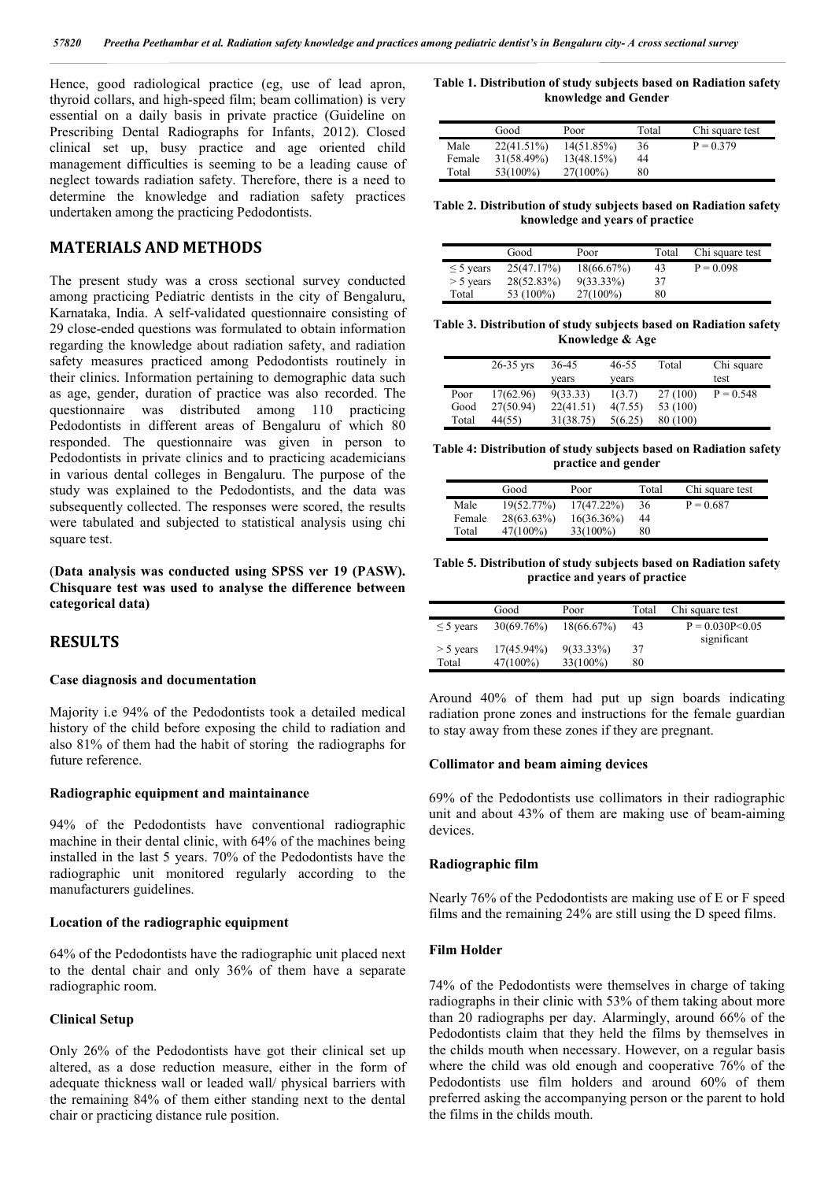Hence, good radiological practice (eg, use of lead apron, thyroid collars, and high-speed film; beam collimation) is very essential on a daily basis in private practice (Guideline on Prescribing Dental Radiographs for Infants, 2012). Closed clinical set up, busy practice and age oriented child management difficulties is seeming to be a leading cause of neglect towards radiation safety. Therefore, there is a need to determine the knowledge and radiation safety practices undertaken among the practicing Pedodontists.

## MATERIALS AND METHODS

The present study was a cross sectional survey conducted among practicing Pediatric dentists in the city of Bengaluru, Karnataka, India. A self-validated questionnaire consisting of 29 close-ended questions was formulated to obtain information regarding the knowledge about radiation safety, and radiation safety measures practiced among Pedodontists routinely in their clinics. Information pertaining to demographic data such as age, gender, duration of practice was also recorded. The questionnaire was distributed among 110 practicing Pedodontists in different areas of Bengaluru of which 80 responded. The questionnaire was given in person to Pedodontists in private clinics and to practicing academicians in various dental colleges in Bengaluru. The purpose of the study was explained to the Pedodontists, and the data was subsequently collected. The responses were scored, the results were tabulated and subjected to statistical analysis using chi square test.

(**Data analysis was conducted using SPSS ver 19 (PASW). Chisquare test was used to analyse the difference between categorical data**)

## RESULTS

### Case diagnosis and documentation

Majority i.e 94% of the Pedodontists took a detailed medical history of the child before exposing the child to radiation and also 81% of them had the habit of storing the radiographs for future reference.

### Radiographic equipment and maintainance

94% of the Pedodontists have conventional radiographic machine in their dental clinic, with 64% of the machines being installed in the last 5 years. 70% of the Pedodontists have the radiographic unit monitored regularly according to the manufacturers guidelines.

### Location of the radiographic equipment

64% of the Pedodontists have the radiographic unit placed next to the dental chair and only 36% of them have a separate radiographic room.

### Clinical Setup

Only 26% of the Pedodontists have got their clinical set up altered, as a dose reduction measure, either in the form of adequate thickness wall or leaded wall/ physical barriers with the remaining 84% of them either standing next to the dental chair or practicing distance rule position.

**Table 1. Distribution of study subjects based on Radiation safety knowledge and Gender**

| | Good | Poor | Total | Chi square test |
|---|---|---|---|---|
| Male | 22(41.51%) | 14(51.85%) | 36 | P = 0.379 |
| Female | 31(58.49%) | 13(48.15%) | 44 | |
| Total | 53(100%) | 27(100%) | 80 | |

**Table 2. Distribution of study subjects based on Radiation safety knowledge and years of practice**

| | Good | Poor | Total | Chi square test |
|---|---|---|---|---|
| ≤ 5 years | 25(47.17%) | 18(66.67%) | 43 | P = 0.098 |
| > 5 years | 28(52.83%) | 9(33.33%) | 37 | |
| Total | 53 (100%) | 27(100%) | 80 | |

**Table 3. Distribution of study subjects based on Radiation safety Knowledge & Age**

| | 26-35 yrs | 36-45 years | 46-55 years | Total | Chi square test |
|---|---|---|---|---|---|
| Poor | 17(62.96) | 9(33.33) | 1(3.7) | 27 (100) | P = 0.548 |
| Good | 27(50.94) | 22(41.51) | 4(7.55) | 53 (100) | |
| Total | 44(55) | 31(38.75) | 5(6.25) | 80 (100) | |

**Table 4: Distribution of study subjects based on Radiation safety practice and gender**

| | Good | Poor | Total | Chi square test |
|---|---|---|---|---|
| Male | 19(52.77%) | 17(47.22%) | 36 | P = 0.687 |
| Female | 28(63.63%) | 16(36.36%) | 44 | |
| Total | 47(100%) | 33(100%) | 80 | |

**Table 5. Distribution of study subjects based on Radiation safety practice and years of practice**

| | Good | Poor | Total | Chi square test |
|---|---|---|---|---|
| ≤ 5 years | 30(69.76%) | 18(66.67%) | 43 | P = 0.030P<0.05 significant |
| > 5 years | 17(45.94%) | 9(33.33%) | 37 | |
| Total | 47(100%) | 33(100%) | 80 | |

Around 40% of them had put up sign boards indicating radiation prone zones and instructions for the female guardian to stay away from these zones if they are pregnant.

### Collimator and beam aiming devices

69% of the Pedodontists use collimators in their radiographic unit and about 43% of them are making use of beam-aiming devices.

### Radiographic film

Nearly 76% of the Pedodontists are making use of E or F speed films and the remaining 24% are still using the D speed films.

### Film Holder

74% of the Pedodontists were themselves in charge of taking radiographs in their clinic with 53% of them taking about more than 20 radiographs per day. Alarmingly, around 66% of the Pedodontists claim that they held the films by themselves in the childs mouth when necessary. However, on a regular basis where the child was old enough and cooperative 76% of the Pedodontists use film holders and around 60% of them preferred asking the accompanying person or the parent to hold the films in the childs mouth.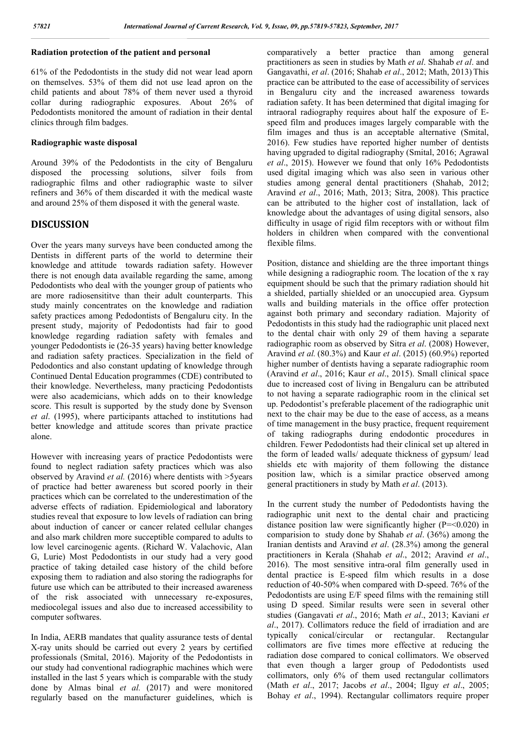### Radiation protection of the patient and personal

61% of the Pedodontists in the study did not wear lead aporn on themselves. 53% of them did not use lead apron on the child patients and about 78% of them never used a thyroid collar during radiographic exposures. About 26% of Pedodontists monitored the amount of radiation in their dental clinics through film badges.

### Radiographic waste disposal

Around 39% of the Pedodontists in the city of Bengaluru disposed the processing solutions, silver foils from radiographic films and other radiographic waste to silver refiners and 36% of them discarded it with the medical waste and around 25% of them disposed it with the general waste.

## DISCUSSION

Over the years many surveys have been conducted among the Dentists in different parts of the world to determine their knowledge and attitude towards radiation safety. However there is not enough data available regarding the same, among Pedodontists who deal with the younger group of patients who are more radiosensititve than their adult counterparts. This study mainly concentrates on the knowledge and radiation safety practices among Pedodontists of Bengaluru city. In the present study, majority of Pedodontists had fair to good knowledge regarding radiation safety with females and younger Pedodontists ie (26-35 years) having better knowledge and radiation safety practices. Specialization in the field of Pedodontics and also constant updating of knowledge through Continued Dental Education programmes (CDE) contributed to their knowledge. Nevertheless, many practicing Pedodontists were also academicians, which adds on to their knowledge score. This result is supported by the study done by Svenson *et al*. (1995), where participants attached to institutions had better knowledge and attitude scores than private practice alone.

However with increasing years of practice Pedodontists were found to neglect radiation safety practices which was also observed by Aravind *et al.* (2016) where dentists with >5years of practice had better awareness but scored poorly in their practices which can be correlated to the underestimation of the adverse effects of radiation. Epidemiological and laboratory studies reveal that exposure to low levels of radiation can bring about induction of cancer or cancer related cellular changes and also mark children more succeptible compared to adults to low level carcinogenic agents. (Richard W. Valachovic, Alan G, Lurie) Most Pedodontists in our study had a very good practice of taking detailed case history of the child before exposing them to radiation and also storing the radiographs for future use which can be attributed to their increased awareness of the risk associated with unnecessary re-exposures, mediocolegal issues and also due to increased accessibility to computer softwares.

In India, AERB mandates that quality assurance tests of dental X-ray units should be carried out every 2 years by certified professionals (Smital, 2016). Majority of the Pedodontists in our study had conventional radiographic machines which were installed in the last 5 years which is comparable with the study done by Almas binal *et al.* (2017) and were monitored regularly based on the manufacturer guidelines, which is comparatively a better practice than among general practitioners as seen in studies by Math *et al*. Shahab *et al*. and Gangavathi, *et al*. (2016; Shahab *et al*., 2012; Math, 2013) This practice can be attributed to the ease of accessibility of services in Bengaluru city and the increased awareness towards radiation safety. It has been determined that digital imaging for intraoral radiography requires about half the exposure of E-speed film and produces images largely comparable with the film images and thus is an acceptable alternative (Smital, 2016). Few studies have reported higher number of dentists having upgraded to digital radiography (Smital, 2016; Agrawal *et al*., 2015). However we found that only 16% Pedodontists used digital imaging which was also seen in various other studies among general dental practitioners (Shahab, 2012; Aravind *et al*., 2016; Math, 2013; Sitra, 2008). This practice can be attributed to the higher cost of installation, lack of knowledge about the advantages of using digital sensors, also difficulty in usage of rigid film receptors with or without film holders in children when compared with the conventional flexible films.

Position, distance and shielding are the three important things while designing a radiographic room. The location of the x ray equipment should be such that the primary radiation should hit a shielded, partially shielded or an unoccupied area. Gypsum walls and building materials in the office offer protection against both primary and secondary radiation. Majority of Pedodontists in this study had the radiographic unit placed next to the dental chair with only 29 of them having a separate radiographic room as observed by Sitra *et al*. (2008) However, Aravind *et al.* (80.3%) and Kaur *et al*. (2015) (60.9%) reported higher number of dentists having a separate radiographic room (Aravind *et al*., 2016; Kaur *et al*., 2015). Small clinical space due to increased cost of living in Bengaluru can be attributed to not having a separate radiographic room in the clinical set up. Pedodontist's preferable placement of the radiographic unit next to the chair may be due to the ease of access, as a means of time management in the busy practice, frequent requirement of taking radiographs during endodontic procedures in children. Fewer Pedodontists had their clinical set up altered in the form of leaded walls/ adequate thickness of gypsum/ lead shields etc with majority of them following the distance position law, which is a similar practice observed among general practitioners in study by Math *et al*. (2013).

In the current study the number of Pedodontists having the radiographic unit next to the dental chair and practicing distance position law were significantly higher (P=<0.020) in comparision to study done by Shahab *et al*. (36%) among the Iranian dentists and Aravind *et al*. (28.3%) among the general practitioners in Kerala (Shahab *et al*., 2012; Aravind *et al*., 2016). The most sensitive intra-oral film generally used in dental practice is E-speed film which results in a dose reduction of 40-50% when compared with D-speed. 76% of the Pedodontists are using E/F speed films with the remaining still using D speed. Similar results were seen in several other studies (Gangavati *et al*., 2016; Math *et al*., 2013; Kaviani *et al*., 2017). Collimators reduce the field of irradiation and are typically conical/circular or rectangular. Rectangular collimators are five times more effective at reducing the radiation dose compared to conical collimators. We observed that even though a larger group of Pedodontists used collimators, only 6% of them used rectangular collimators (Math *et al*., 2017; Jacobs *et al*., 2004; Ilguy *et al*., 2005; Bohay *et al*., 1994). Rectangular collimators require proper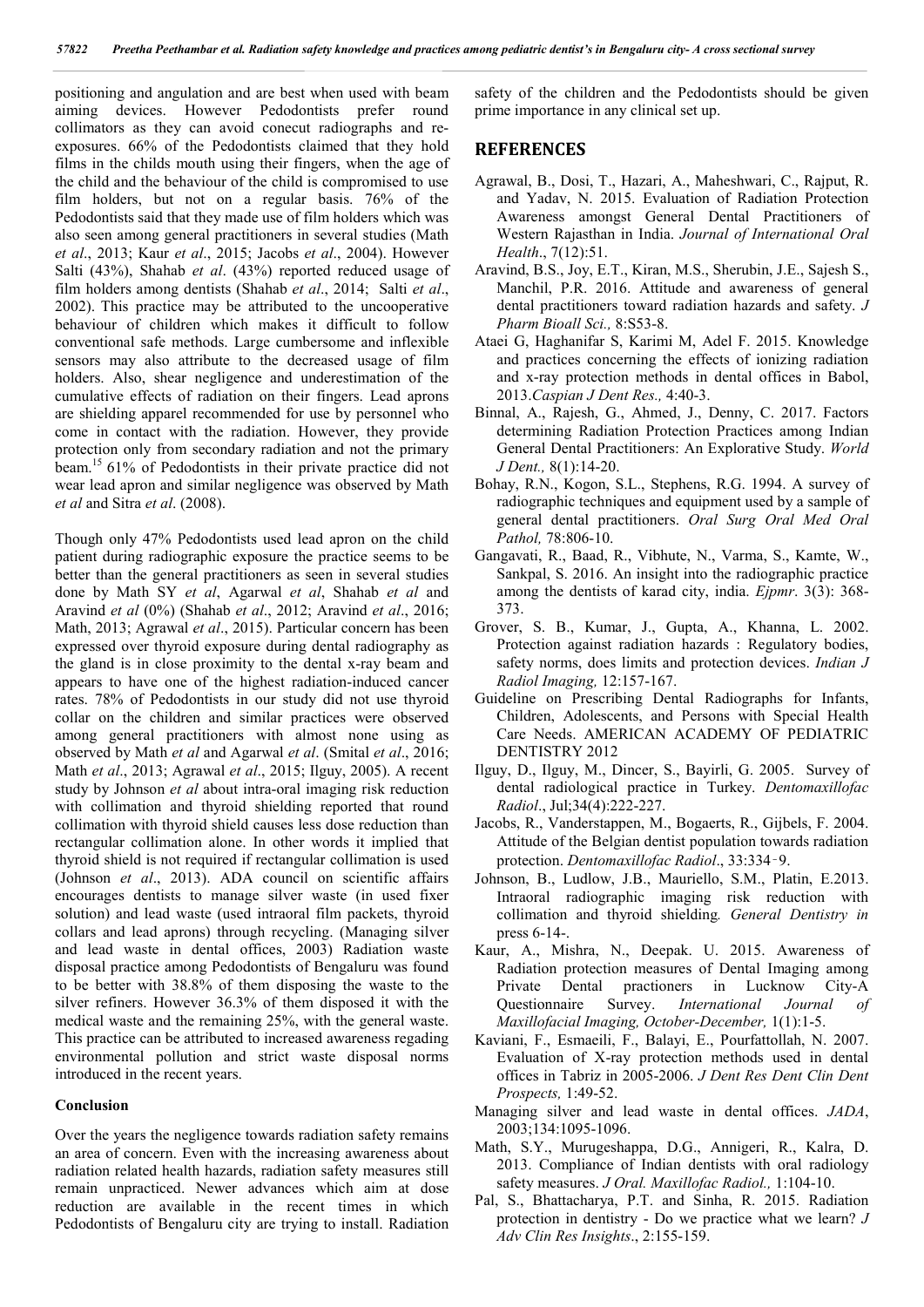positioning and angulation and are best when used with beam aiming devices. However Pedodontists prefer round collimators as they can avoid conecut radiographs and re-exposures. 66% of the Pedodontists claimed that they hold films in the childs mouth using their fingers, when the age of the child and the behaviour of the child is compromised to use film holders, but not on a regular basis. 76% of the Pedodontists said that they made use of film holders which was also seen among general practitioners in several studies (Math *et al*., 2013; Kaur *et al*., 2015; Jacobs *et al*., 2004). However Salti (43%), Shahab *et al*. (43%) reported reduced usage of film holders among dentists (Shahab *et al*., 2014; Salti *et al*., 2002). This practice may be attributed to the uncooperative behaviour of children which makes it difficult to follow conventional safe methods. Large cumbersome and inflexible sensors may also attribute to the decreased usage of film holders. Also, shear negligence and underestimation of the cumulative effects of radiation on their fingers. Lead aprons are shielding apparel recommended for use by personnel who come in contact with the radiation. However, they provide protection only from secondary radiation and not the primary beam.[15] 61% of Pedodontists in their private practice did not wear lead apron and similar negligence was observed by Math *et al* and Sitra *et al*. (2008).

Though only 47% Pedodontists used lead apron on the child patient during radiographic exposure the practice seems to be better than the general practitioners as seen in several studies done by Math SY *et al*, Agarwal *et al*, Shahab *et al* and Aravind *et al* (0%) (Shahab *et al*., 2012; Aravind *et al*., 2016; Math, 2013; Agrawal *et al*., 2015). Particular concern has been expressed over thyroid exposure during dental radiography as the gland is in close proximity to the dental x-ray beam and appears to have one of the highest radiation-induced cancer rates. 78% of Pedodontists in our study did not use thyroid collar on the children and similar practices were observed among general practitioners with almost none using as observed by Math *et al* and Agarwal *et al*. (Smital *et al*., 2016; Math *et al*., 2013; Agrawal *et al*., 2015; Ilguy, 2005). A recent study by Johnson *et al* about intra-oral imaging risk reduction with collimation and thyroid shielding reported that round collimation with thyroid shield causes less dose reduction than rectangular collimation alone. In other words it implied that thyroid shield is not required if rectangular collimation is used (Johnson *et al*., 2013). ADA council on scientific affairs encourages dentists to manage silver waste (in used fixer solution) and lead waste (used intraoral film packets, thyroid collars and lead aprons) through recycling. (Managing silver and lead waste in dental offices, 2003) Radiation waste disposal practice among Pedodontists of Bengaluru was found to be better with 38.8% of them disposing the waste to the silver refiners. However 36.3% of them disposed it with the medical waste and the remaining 25%, with the general waste. This practice can be attributed to increased awareness regading environmental pollution and strict waste disposal norms introduced in the recent years.

### Conclusion

Over the years the negligence towards radiation safety remains an area of concern. Even with the increasing awareness about radiation related health hazards, radiation safety measures still remain unpracticed. Newer advances which aim at dose reduction are available in the recent times in which Pedodontists of Bengaluru city are trying to install. Radiation safety of the children and the Pedodontists should be given prime importance in any clinical set up.

## REFERENCES

Agrawal, B., Dosi, T., Hazari, A., Maheshwari, C., Rajput, R. and Yadav, N. 2015. Evaluation of Radiation Protection Awareness amongst General Dental Practitioners of Western Rajasthan in India. *Journal of International Oral Health*., 7(12):51.

Aravind, B.S., Joy, E.T., Kiran, M.S., Sherubin, J.E., Sajesh S., Manchil, P.R. 2016. Attitude and awareness of general dental practitioners toward radiation hazards and safety. *J Pharm Bioall Sci.,* 8:S53-8.

Ataei G, Haghanifar S, Karimi M, Adel F. 2015. Knowledge and practices concerning the effects of ionizing radiation and x-ray protection methods in dental offices in Babol, 2013.*Caspian J Dent Res.,* 4:40-3.

Binnal, A., Rajesh, G., Ahmed, J., Denny, C. 2017. Factors determining Radiation Protection Practices among Indian General Dental Practitioners: An Explorative Study. *World J Dent.,* 8(1):14-20.

Bohay, R.N., Kogon, S.L., Stephens, R.G. 1994. A survey of radiographic techniques and equipment used by a sample of general dental practitioners. *Oral Surg Oral Med Oral Pathol,* 78:806-10.

Gangavati, R., Baad, R., Vibhute, N., Varma, S., Kamte, W., Sankpal, S. 2016. An insight into the radiographic practice among the dentists of karad city, india. *Ejpmr*. 3(3): 368-373.

Grover, S. B., Kumar, J., Gupta, A., Khanna, L. 2002. Protection against radiation hazards : Regulatory bodies, safety norms, does limits and protection devices. *Indian J Radiol Imaging,* 12:157-167.

Guideline on Prescribing Dental Radiographs for Infants, Children, Adolescents, and Persons with Special Health Care Needs. AMERICAN ACADEMY OF PEDIATRIC DENTISTRY 2012

Ilguy, D., Ilguy, M., Dincer, S., Bayirli, G. 2005. Survey of dental radiological practice in Turkey. *Dentomaxillofac Radiol*., Jul;34(4):222-227.

Jacobs, R., Vanderstappen, M., Bogaerts, R., Gijbels, F. 2004. Attitude of the Belgian dentist population towards radiation protection. *Dentomaxillofac Radiol*., 33:334‑9.

Johnson, B., Ludlow, J.B., Mauriello, S.M., Platin, E.2013. Intraoral radiographic imaging risk reduction with collimation and thyroid shielding*. General Dentistry in* press 6-14-.

Kaur, A., Mishra, N., Deepak. U. 2015. Awareness of Radiation protection measures of Dental Imaging among Private Dental practioners in Lucknow City-A Questionnaire Survey. *International Journal of Maxillofacial Imaging, October-December,* 1(1):1-5.

Kaviani, F., Esmaeili, F., Balayi, E., Pourfattollah, N. 2007. Evaluation of X-ray protection methods used in dental offices in Tabriz in 2005-2006. *J Dent Res Dent Clin Dent Prospects,* 1:49-52.

Managing silver and lead waste in dental offices. *JADA*, 2003;134:1095-1096.

Math, S.Y., Murugeshappa, D.G., Annigeri, R., Kalra, D. 2013. Compliance of Indian dentists with oral radiology safety measures. *J Oral. Maxillofac Radiol.,* 1:104-10.

Pal, S., Bhattacharya, P.T. and Sinha, R. 2015. Radiation protection in dentistry - Do we practice what we learn? *J Adv Clin Res Insights*., 2:155-159.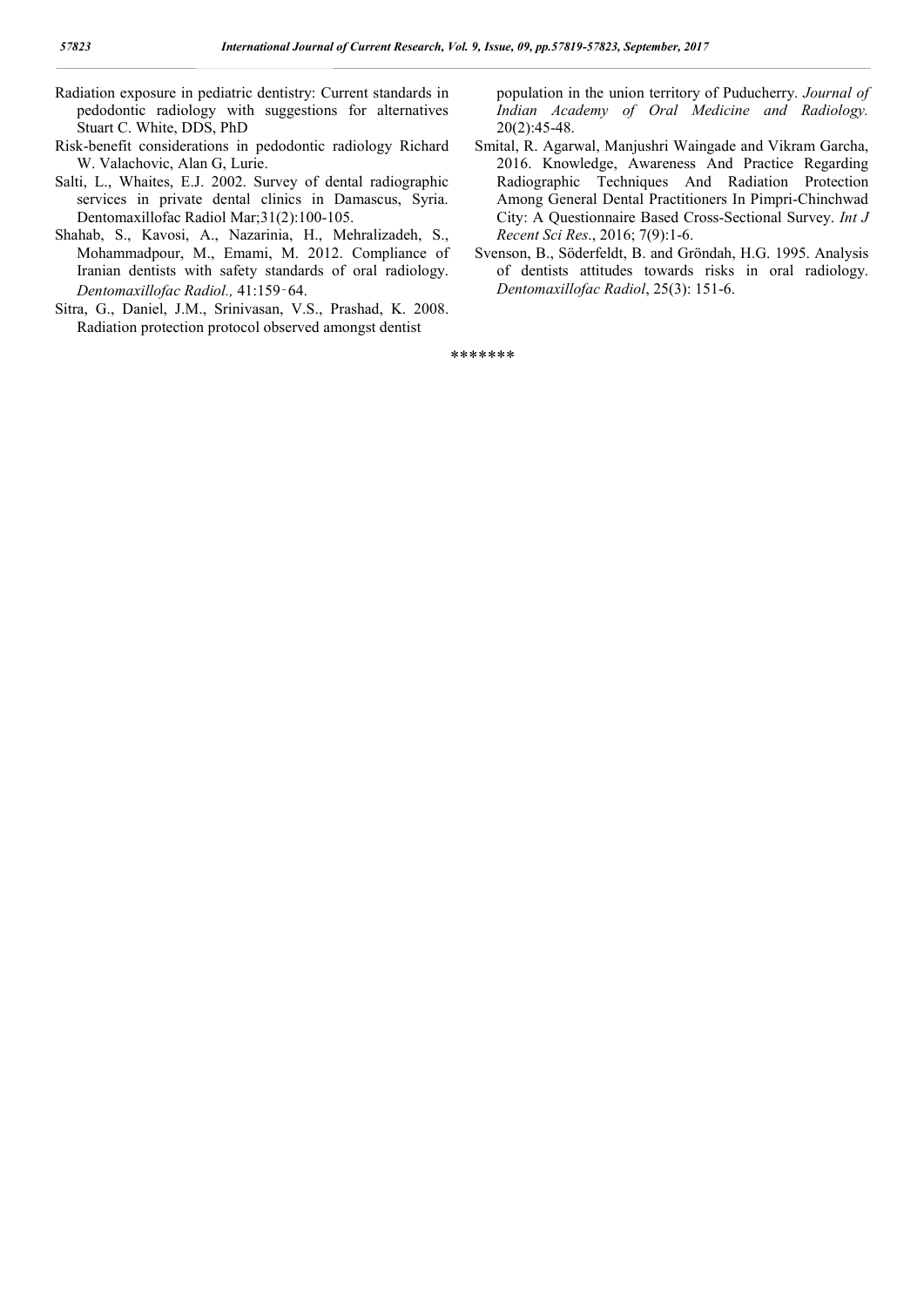Radiation exposure in pediatric dentistry: Current standards in pedodontic radiology with suggestions for alternatives Stuart C. White, DDS, PhD

Risk-benefit considerations in pedodontic radiology Richard W. Valachovic, Alan G, Lurie.

Salti, L., Whaites, E.J. 2002. Survey of dental radiographic services in private dental clinics in Damascus, Syria. Dentomaxillofac Radiol Mar;31(2):100-105.

Shahab, S., Kavosi, A., Nazarinia, H., Mehralizadeh, S., Mohammadpour, M., Emami, M. 2012. Compliance of Iranian dentists with safety standards of oral radiology. *Dentomaxillofac Radiol.,* 41:159‑64.

Sitra, G., Daniel, J.M., Srinivasan, V.S., Prashad, K. 2008. Radiation protection protocol observed amongst dentist population in the union territory of Puducherry. *Journal of Indian Academy of Oral Medicine and Radiology.* 20(2):45-48.

Smital, R. Agarwal, Manjushri Waingade and Vikram Garcha, 2016. Knowledge, Awareness And Practice Regarding Radiographic Techniques And Radiation Protection Among General Dental Practitioners In Pimpri-Chinchwad City: A Questionnaire Based Cross-Sectional Survey. *Int J Recent Sci Res*., 2016; 7(9):1-6.

Svenson, B., Söderfeldt, B. and Gröndah, H.G. 1995. Analysis of dentists attitudes towards risks in oral radiology. *Dentomaxillofac Radiol*, 25(3): 151-6.

*******